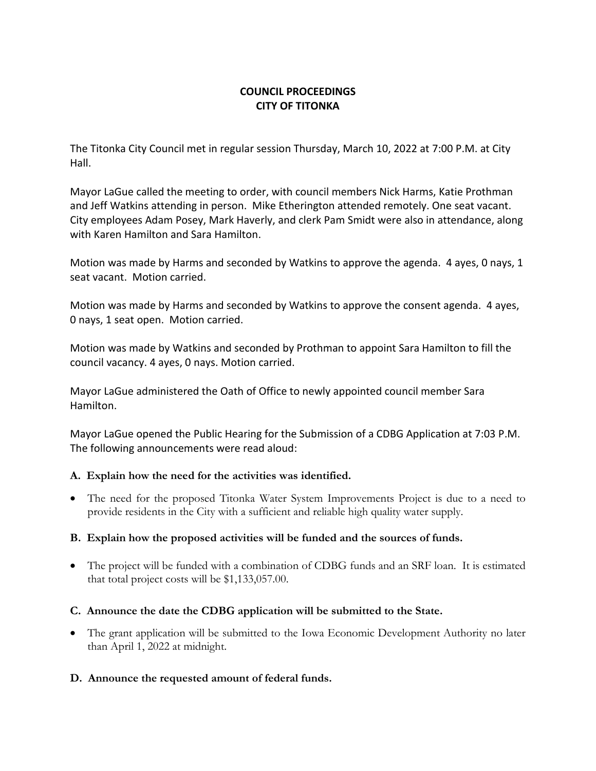**COUNCIL PROCEEDINGS**
**CITY OF TITONKA**

The Titonka City Council met in regular session Thursday, March 10, 2022 at 7:00 P.M. at City Hall.

Mayor LaGue called the meeting to order, with council members Nick Harms, Katie Prothman and Jeff Watkins attending in person. Mike Etherington attended remotely. One seat vacant. City employees Adam Posey, Mark Haverly, and clerk Pam Smidt were also in attendance, along with Karen Hamilton and Sara Hamilton.

Motion was made by Harms and seconded by Watkins to approve the agenda. 4 ayes, 0 nays, 1 seat vacant. Motion carried.

Motion was made by Harms and seconded by Watkins to approve the consent agenda. 4 ayes, 0 nays, 1 seat open. Motion carried.

Motion was made by Watkins and seconded by Prothman to appoint Sara Hamilton to fill the council vacancy. 4 ayes, 0 nays. Motion carried.

Mayor LaGue administered the Oath of Office to newly appointed council member Sara Hamilton.

Mayor LaGue opened the Public Hearing for the Submission of a CDBG Application at 7:03 P.M. The following announcements were read aloud:

**A. Explain how the need for the activities was identified.**

- The need for the proposed Titonka Water System Improvements Project is due to a need to provide residents in the City with a sufficient and reliable high quality water supply.

**B. Explain how the proposed activities will be funded and the sources of funds.**

- The project will be funded with a combination of CDBG funds and an SRF loan. It is estimated that total project costs will be $1,133,057.00.

**C. Announce the date the CDBG application will be submitted to the State.**

- The grant application will be submitted to the Iowa Economic Development Authority no later than April 1, 2022 at midnight.

**D. Announce the requested amount of federal funds.**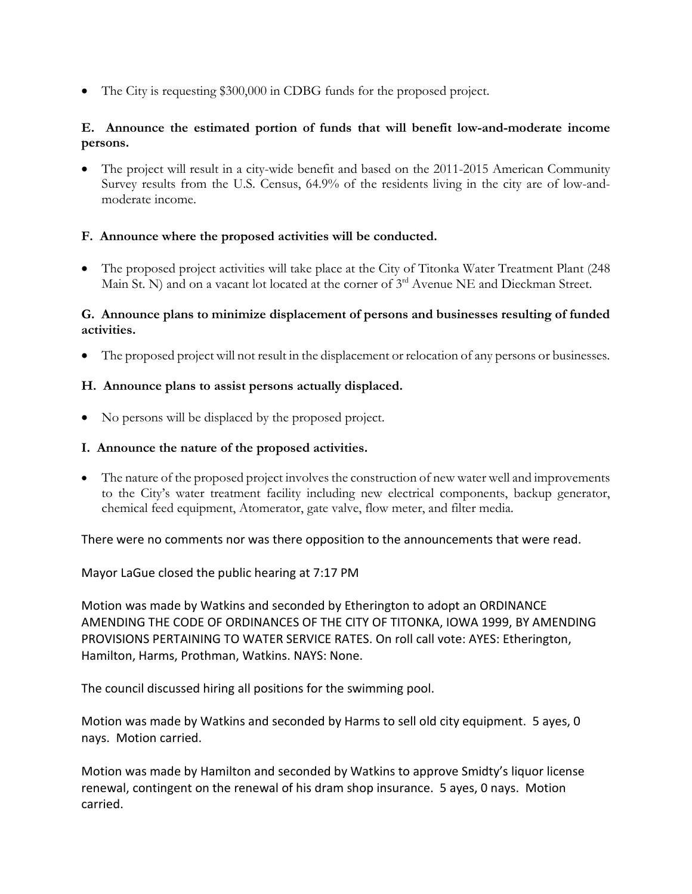- The City is requesting $300,000 in CDBG funds for the proposed project.

**E. Announce the estimated portion of funds that will benefit low-and-moderate income persons.**

- The project will result in a city-wide benefit and based on the 2011-2015 American Community Survey results from the U.S. Census, 64.9% of the residents living in the city are of low-and-moderate income.

**F. Announce where the proposed activities will be conducted.**

- The proposed project activities will take place at the City of Titonka Water Treatment Plant (248 Main St. N) and on a vacant lot located at the corner of 3rd Avenue NE and Dieckman Street.

**G. Announce plans to minimize displacement of persons and businesses resulting of funded activities.**

- The proposed project will not result in the displacement or relocation of any persons or businesses.

**H. Announce plans to assist persons actually displaced.**

- No persons will be displaced by the proposed project.

**I. Announce the nature of the proposed activities.**

- The nature of the proposed project involves the construction of new water well and improvements to the City's water treatment facility including new electrical components, backup generator, chemical feed equipment, Atomerator, gate valve, flow meter, and filter media.

There were no comments nor was there opposition to the announcements that were read.

Mayor LaGue closed the public hearing at 7:17 PM

Motion was made by Watkins and seconded by Etherington to adopt an ORDINANCE AMENDING THE CODE OF ORDINANCES OF THE CITY OF TITONKA, IOWA 1999, BY AMENDING PROVISIONS PERTAINING TO WATER SERVICE RATES. On roll call vote: AYES: Etherington, Hamilton, Harms, Prothman, Watkins. NAYS: None.

The council discussed hiring all positions for the swimming pool.

Motion was made by Watkins and seconded by Harms to sell old city equipment. 5 ayes, 0 nays. Motion carried.

Motion was made by Hamilton and seconded by Watkins to approve Smidty's liquor license renewal, contingent on the renewal of his dram shop insurance. 5 ayes, 0 nays. Motion carried.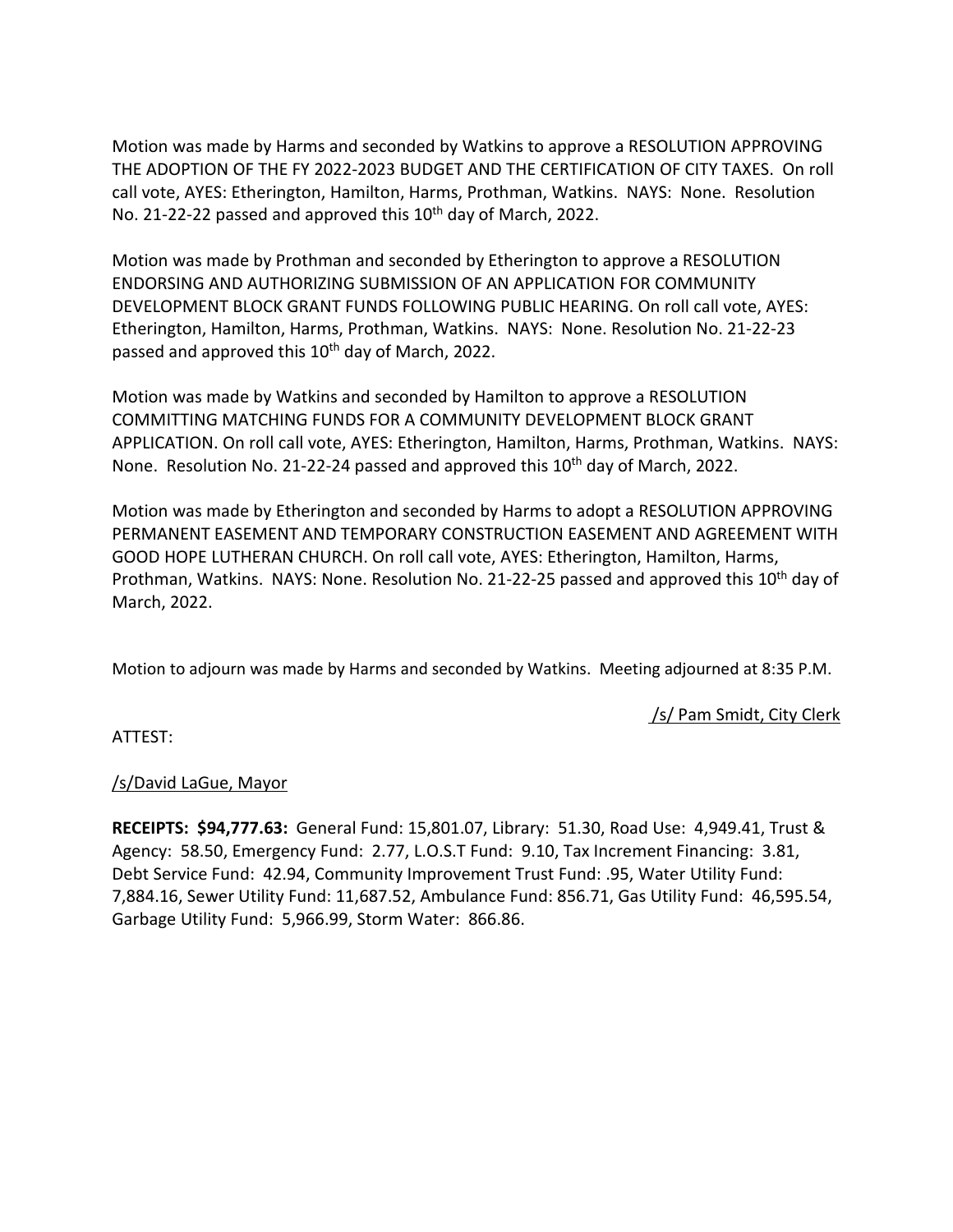Motion was made by Harms and seconded by Watkins to approve a RESOLUTION APPROVING THE ADOPTION OF THE FY 2022-2023 BUDGET AND THE CERTIFICATION OF CITY TAXES. On roll call vote, AYES: Etherington, Hamilton, Harms, Prothman, Watkins. NAYS: None. Resolution No. 21-22-22 passed and approved this 10th day of March, 2022.

Motion was made by Prothman and seconded by Etherington to approve a RESOLUTION ENDORSING AND AUTHORIZING SUBMISSION OF AN APPLICATION FOR COMMUNITY DEVELOPMENT BLOCK GRANT FUNDS FOLLOWING PUBLIC HEARING. On roll call vote, AYES: Etherington, Hamilton, Harms, Prothman, Watkins. NAYS: None. Resolution No. 21-22-23 passed and approved this 10th day of March, 2022.

Motion was made by Watkins and seconded by Hamilton to approve a RESOLUTION COMMITTING MATCHING FUNDS FOR A COMMUNITY DEVELOPMENT BLOCK GRANT APPLICATION. On roll call vote, AYES: Etherington, Hamilton, Harms, Prothman, Watkins. NAYS: None. Resolution No. 21-22-24 passed and approved this 10th day of March, 2022.

Motion was made by Etherington and seconded by Harms to adopt a RESOLUTION APPROVING PERMANENT EASEMENT AND TEMPORARY CONSTRUCTION EASEMENT AND AGREEMENT WITH GOOD HOPE LUTHERAN CHURCH. On roll call vote, AYES: Etherington, Hamilton, Harms, Prothman, Watkins. NAYS: None. Resolution No. 21-22-25 passed and approved this 10th day of March, 2022.

Motion to adjourn was made by Harms and seconded by Watkins. Meeting adjourned at 8:35 P.M.

/s/ Pam Smidt, City Clerk

ATTEST:

/s/David LaGue, Mayor

**RECEIPTS: $94,777.63:** General Fund: 15,801.07, Library: 51.30, Road Use: 4,949.41, Trust & Agency: 58.50, Emergency Fund: 2.77, L.O.S.T Fund: 9.10, Tax Increment Financing: 3.81, Debt Service Fund: 42.94, Community Improvement Trust Fund: .95, Water Utility Fund: 7,884.16, Sewer Utility Fund: 11,687.52, Ambulance Fund: 856.71, Gas Utility Fund: 46,595.54, Garbage Utility Fund: 5,966.99, Storm Water: 866.86.